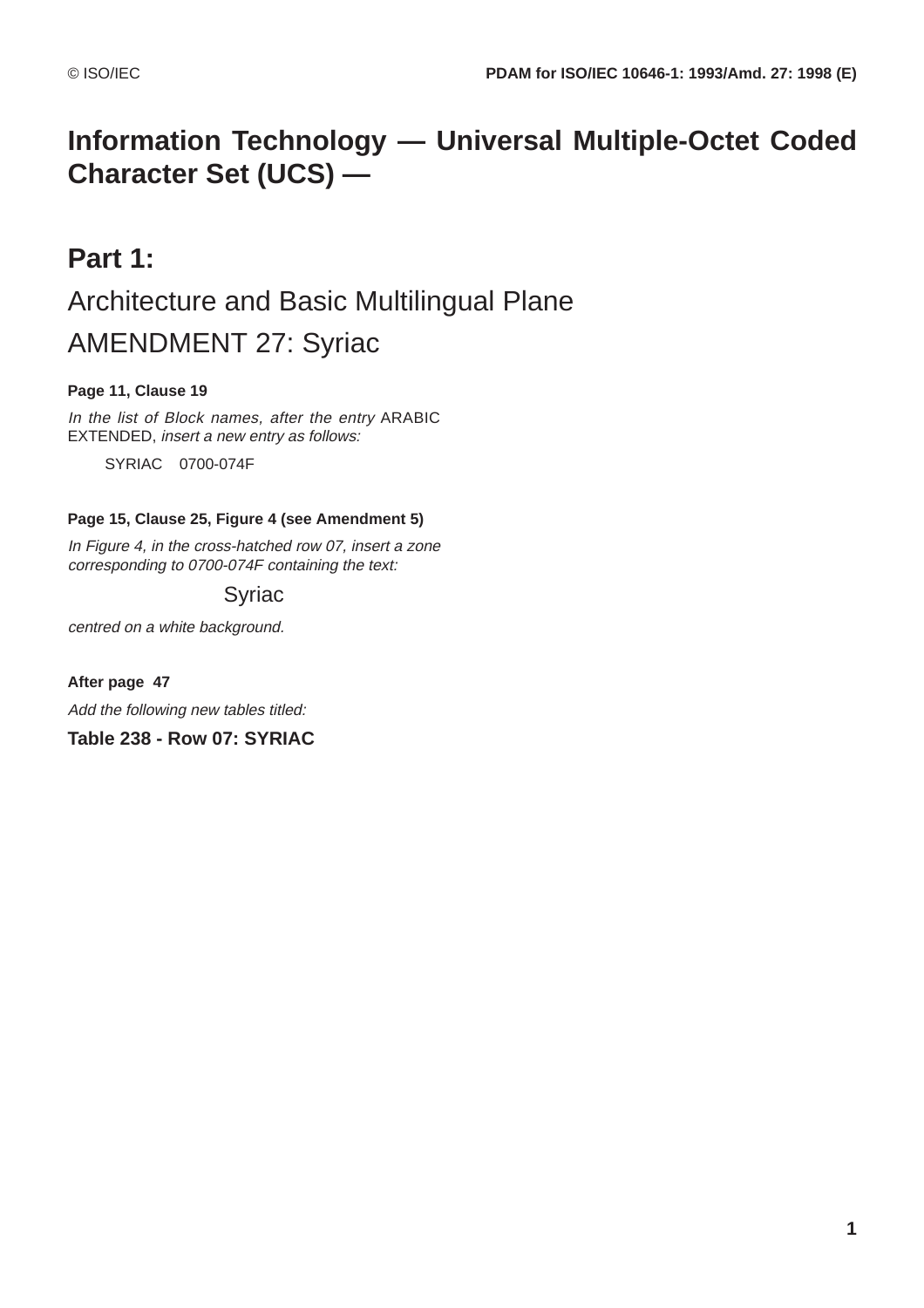# Information Technology — Universal Multiple-Octet Coded Character Set (UCS) —

## Part 1:

## Architecture and Basic Multilingual Plane

## AMENDMENT 27: Syriac

**Page 11, Clause 19**

*In the list of Block names, after the entry* ARABIC EXTENDED, *insert a new entry as follows:*

SYRIAC 0700-074F

**Page 15, Clause 25, Figure 4 (see Amendment 5)**

*In Figure 4, in the cross-hatched row 07, insert a zone corresponding to 0700-074F containing the text:*

Syriac

*centred on a white background.*

**After page 47**

*Add the following new tables titled:*

**Table 238 - Row 07: SYRIAC**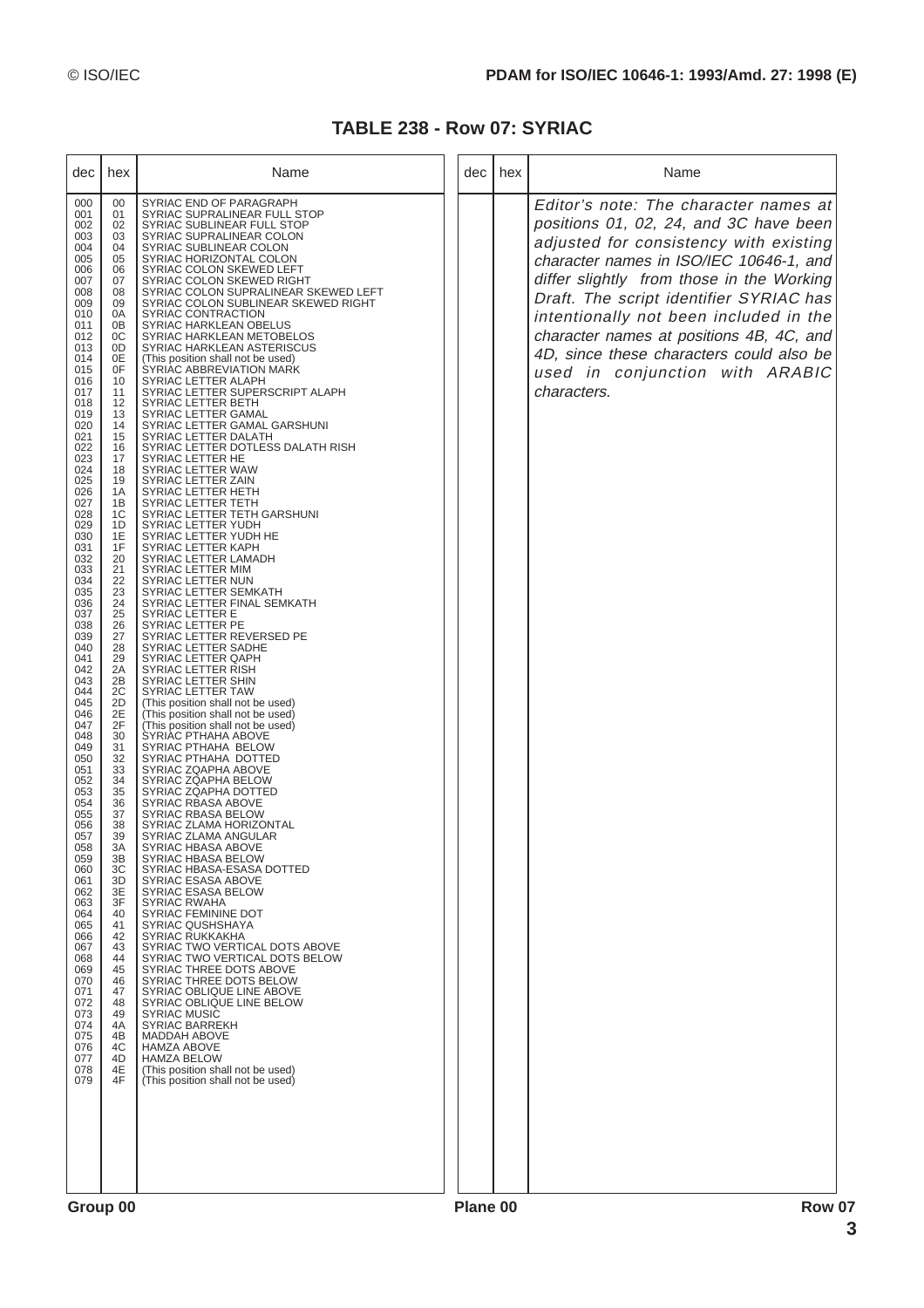# TABLE 238 - Row 07: SYRIAC

| dec | hex | Name |
|---|---|---|
| 000 | 00 | SYRIAC END OF PARAGRAPH |
| 001 | 01 | SYRIAC SUPRALINEAR FULL STOP |
| 002 | 02 | SYRIAC SUBLINEAR FULL STOP |
| 003 | 03 | SYRIAC SUPRALINEAR COLON |
| 004 | 04 | SYRIAC SUBLINEAR COLON |
| 005 | 05 | SYRIAC HORIZONTAL COLON |
| 006 | 06 | SYRIAC COLON SKEWED LEFT |
| 007 | 07 | SYRIAC COLON SKEWED RIGHT |
| 008 | 08 | SYRIAC COLON SUPRALINEAR SKEWED LEFT |
| 009 | 09 | SYRIAC COLON SUBLINEAR SKEWED RIGHT |
| 010 | 0A | SYRIAC CONTRACTION |
| 011 | 0B | SYRIAC HARKLEAN OBELUS |
| 012 | 0C | SYRIAC HARKLEAN METOBELOS |
| 013 | 0D | SYRIAC HARKLEAN ASTERISCUS |
| 014 | 0E | (This position shall not be used) |
| 015 | 0F | SYRIAC ABBREVIATION MARK |
| 016 | 10 | SYRIAC LETTER ALAPH |
| 017 | 11 | SYRIAC LETTER SUPERSCRIPT ALAPH |
| 018 | 12 | SYRIAC LETTER BETH |
| 019 | 13 | SYRIAC LETTER GAMAL |
| 020 | 14 | SYRIAC LETTER GAMAL GARSHUNI |
| 021 | 15 | SYRIAC LETTER DALATH |
| 022 | 16 | SYRIAC LETTER DOTLESS DALATH RISH |
| 023 | 17 | SYRIAC LETTER HE |
| 024 | 18 | SYRIAC LETTER WAW |
| 025 | 19 | SYRIAC LETTER ZAIN |
| 026 | 1A | SYRIAC LETTER HETH |
| 027 | 1B | SYRIAC LETTER TETH |
| 028 | 1C | SYRIAC LETTER TETH GARSHUNI |
| 029 | 1D | SYRIAC LETTER YUDH |
| 030 | 1E | SYRIAC LETTER YUDH HE |
| 031 | 1F | SYRIAC LETTER KAPH |
| 032 | 20 | SYRIAC LETTER LAMADH |
| 033 | 21 | SYRIAC LETTER MIM |
| 034 | 22 | SYRIAC LETTER NUN |
| 035 | 23 | SYRIAC LETTER SEMKATH |
| 036 | 24 | SYRIAC LETTER FINAL SEMKATH |
| 037 | 25 | SYRIAC LETTER E |
| 038 | 26 | SYRIAC LETTER PE |
| 039 | 27 | SYRIAC LETTER REVERSED PE |
| 040 | 28 | SYRIAC LETTER SADHE |
| 041 | 29 | SYRIAC LETTER QAPH |
| 042 | 2A | SYRIAC LETTER RISH |
| 043 | 2B | SYRIAC LETTER SHIN |
| 044 | 2C | SYRIAC LETTER TAW |
| 045 | 2D | (This position shall not be used) |
| 046 | 2E | (This position shall not be used) |
| 047 | 2F | (This position shall not be used) |
| 048 | 30 | SYRIAC PTHAHA ABOVE |
| 049 | 31 | SYRIAC PTHAHA BELOW |
| 050 | 32 | SYRIAC PTHAHA DOTTED |
| 051 | 33 | SYRIAC ZQAPHA ABOVE |
| 052 | 34 | SYRIAC ZQAPHA BELOW |
| 053 | 35 | SYRIAC ZQAPHA DOTTED |
| 054 | 36 | SYRIAC RBASA ABOVE |
| 055 | 37 | SYRIAC RBASA BELOW |
| 056 | 38 | SYRIAC ZLAMA HORIZONTAL |
| 057 | 39 | SYRIAC ZLAMA ANGULAR |
| 058 | 3A | SYRIAC HBASA ABOVE |
| 059 | 3B | SYRIAC HBASA BELOW |
| 060 | 3C | SYRIAC HBASA-ESASA DOTTED |
| 061 | 3D | SYRIAC ESASA ABOVE |
| 062 | 3E | SYRIAC ESASA BELOW |
| 063 | 3F | SYRIAC RWAHA |
| 064 | 40 | SYRIAC FEMININE DOT |
| 065 | 41 | SYRIAC QUSHSHAYA |
| 066 | 42 | SYRIAC RUKKAKHA |
| 067 | 43 | SYRIAC TWO VERTICAL DOTS ABOVE |
| 068 | 44 | SYRIAC TWO VERTICAL DOTS BELOW |
| 069 | 45 | SYRIAC THREE DOTS ABOVE |
| 070 | 46 | SYRIAC THREE DOTS BELOW |
| 071 | 47 | SYRIAC OBLIQUE LINE ABOVE |
| 072 | 48 | SYRIAC OBLIQUE LINE BELOW |
| 073 | 49 | SYRIAC MUSIC |
| 074 | 4A | SYRIAC BARREKH |
| 075 | 4B | MADDAH ABOVE |
| 076 | 4C | HAMZA ABOVE |
| 077 | 4D | HAMZA BELOW |
| 078 | 4E | (This position shall not be used) |
| 079 | 4F | (This position shall not be used) |

*Editor's note: The character names at positions 01, 02, 24, and 3C have been adjusted for consistency with existing character names in ISO/IEC 10646-1, and differ slightly from those in the Working Draft. The script identifier SYRIAC has intentionally not been included in the character names at positions 4B, 4C, and 4D, since these characters could also be used in conjunction with ARABIC characters.*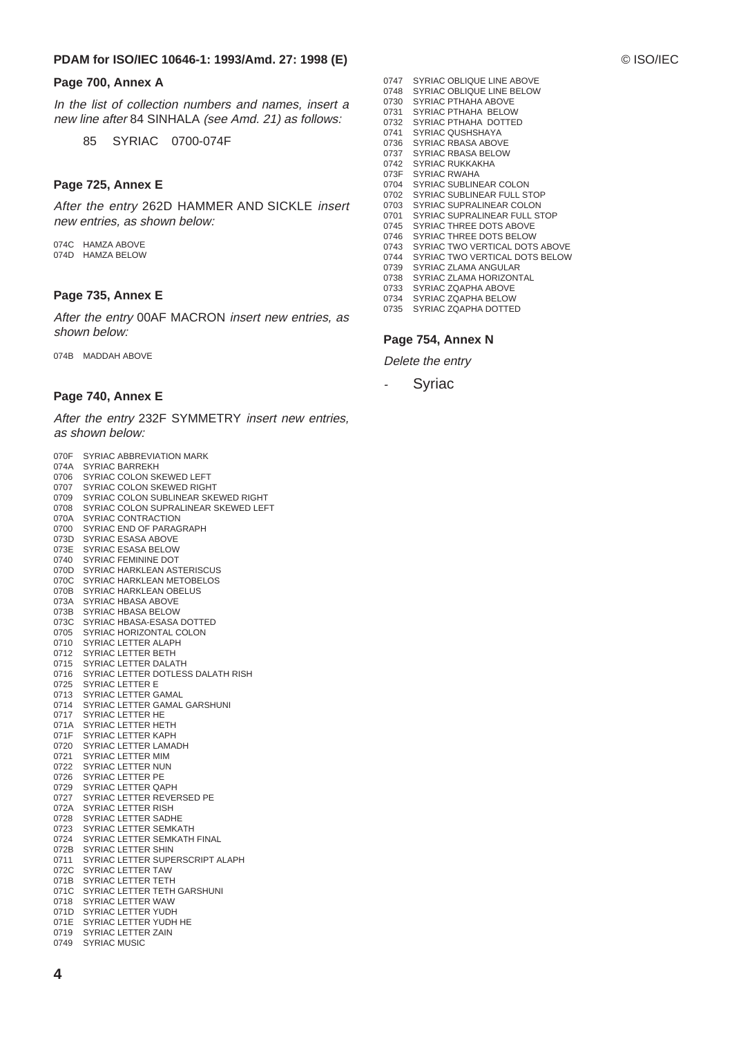#### Page 700, Annex A

*In the list of collection numbers and names, insert a new line after* 84 SINHALA *(see Amd. 21) as follows:*

85 SYRIAC 0700-074F

#### Page 725, Annex E

*After the entry* 262D HAMMER AND SICKLE *insert new entries, as shown below:*

074C HAMZA ABOVE
074D HAMZA BELOW

#### Page 735, Annex E

*After the entry* 00AF MACRON *insert new entries, as shown below:*

074B MADDAH ABOVE

#### Page 740, Annex E

*After the entry* 232F SYMMETRY *insert new entries, as shown below:*

070F SYRIAC ABBREVIATION MARK
074A SYRIAC BARREKH
0706 SYRIAC COLON SKEWED LEFT
0707 SYRIAC COLON SKEWED RIGHT
0709 SYRIAC COLON SUBLINEAR SKEWED RIGHT
0708 SYRIAC COLON SUPRALINEAR SKEWED LEFT
070A SYRIAC CONTRACTION
0700 SYRIAC END OF PARAGRAPH
073D SYRIAC ESASA ABOVE
073E SYRIAC ESASA BELOW
0740 SYRIAC FEMININE DOT
070D SYRIAC HARKLEAN ASTERISCUS
070C SYRIAC HARKLEAN METOBELOS
070B SYRIAC HARKLEAN OBELUS
073A SYRIAC HBASA ABOVE
073B SYRIAC HBASA BELOW
073C SYRIAC HBASA-ESASA DOTTED
0705 SYRIAC HORIZONTAL COLON
0710 SYRIAC LETTER ALAPH
0712 SYRIAC LETTER BETH
0715 SYRIAC LETTER DALATH
0716 SYRIAC LETTER DOTLESS DALATH RISH
0725 SYRIAC LETTER E
0713 SYRIAC LETTER GAMAL
0714 SYRIAC LETTER GAMAL GARSHUNI
0717 SYRIAC LETTER HE
071A SYRIAC LETTER HETH
071F SYRIAC LETTER KAPH
0720 SYRIAC LETTER LAMADH
0721 SYRIAC LETTER MIM
0722 SYRIAC LETTER NUN
0726 SYRIAC LETTER PE
0729 SYRIAC LETTER QAPH
0727 SYRIAC LETTER REVERSED PE
072A SYRIAC LETTER RISH
0728 SYRIAC LETTER SADHE
0723 SYRIAC LETTER SEMKATH
0724 SYRIAC LETTER SEMKATH FINAL
072B SYRIAC LETTER SHIN
0711 SYRIAC LETTER SUPERSCRIPT ALAPH
072C SYRIAC LETTER TAW
071B SYRIAC LETTER TETH
071C SYRIAC LETTER TETH GARSHUNI
0718 SYRIAC LETTER WAW
071D SYRIAC LETTER YUDH
071E SYRIAC LETTER YUDH HE
0719 SYRIAC LETTER ZAIN
0749 SYRIAC MUSIC
0747 SYRIAC OBLIQUE LINE ABOVE
0748 SYRIAC OBLIQUE LINE BELOW
0730 SYRIAC PTHAHA ABOVE
0731 SYRIAC PTHAHA BELOW
0732 SYRIAC PTHAHA DOTTED
0741 SYRIAC QUSHSHAYA
0736 SYRIAC RBASA ABOVE
0737 SYRIAC RBASA BELOW
0742 SYRIAC RUKKAKHA
073F SYRIAC RWAHA
0704 SYRIAC SUBLINEAR COLON
0702 SYRIAC SUBLINEAR FULL STOP
0703 SYRIAC SUPRALINEAR COLON
0701 SYRIAC SUPRALINEAR FULL STOP
0745 SYRIAC THREE DOTS ABOVE
0746 SYRIAC THREE DOTS BELOW
0743 SYRIAC TWO VERTICAL DOTS ABOVE
0744 SYRIAC TWO VERTICAL DOTS BELOW
0739 SYRIAC ZLAMA ANGULAR
0738 SYRIAC ZLAMA HORIZONTAL
0733 SYRIAC ZQAPHA ABOVE
0734 SYRIAC ZQAPHA BELOW
0735 SYRIAC ZQAPHA DOTTED

#### Page 754, Annex N

*Delete the entry*

- Syriac